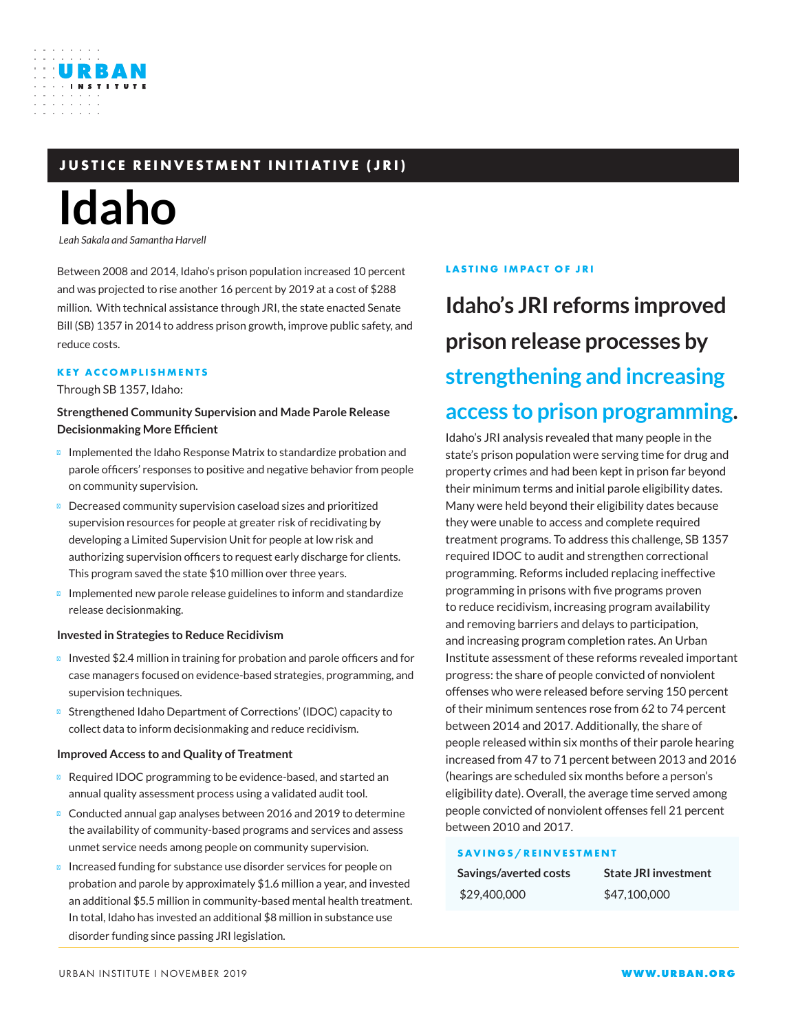URBAN INSTITUTE

JUSTICE REINVESTMENT INITIATIVE (JRI)

# Idaho

*Leah Sakala and Samantha Harvell*

Between 2008 and 2014, Idaho's prison population increased 10 percent and was projected to rise another 16 percent by 2019 at a cost of $288 million. With technical assistance through JRI, the state enacted Senate Bill (SB) 1357 in 2014 to address prison growth, improve public safety, and reduce costs.

### KEY ACCOMPLISHMENTS

Through SB 1357, Idaho:

**Strengthened Community Supervision and Made Parole Release Decisionmaking More Efficient**

- Implemented the Idaho Response Matrix to standardize probation and parole officers' responses to positive and negative behavior from people on community supervision.
- Decreased community supervision caseload sizes and prioritized supervision resources for people at greater risk of recidivating by developing a Limited Supervision Unit for people at low risk and authorizing supervision officers to request early discharge for clients. This program saved the state $10 million over three years.
- Implemented new parole release guidelines to inform and standardize release decisionmaking.

**Invested in Strategies to Reduce Recidivism**

- Invested $2.4 million in training for probation and parole officers and for case managers focused on evidence-based strategies, programming, and supervision techniques.
- Strengthened Idaho Department of Corrections' (IDOC) capacity to collect data to inform decisionmaking and reduce recidivism.

**Improved Access to and Quality of Treatment**

- Required IDOC programming to be evidence-based, and started an annual quality assessment process using a validated audit tool.
- Conducted annual gap analyses between 2016 and 2019 to determine the availability of community-based programs and services and assess unmet service needs among people on community supervision.
- Increased funding for substance use disorder services for people on probation and parole by approximately $1.6 million a year, and invested an additional $5.5 million in community-based mental health treatment. In total, Idaho has invested an additional $8 million in substance use disorder funding since passing JRI legislation.

### LASTING IMPACT OF JRI

## Idaho's JRI reforms improved prison release processes by strengthening and increasing access to prison programming.

Idaho's JRI analysis revealed that many people in the state's prison population were serving time for drug and property crimes and had been kept in prison far beyond their minimum terms and initial parole eligibility dates. Many were held beyond their eligibility dates because they were unable to access and complete required treatment programs. To address this challenge, SB 1357 required IDOC to audit and strengthen correctional programming. Reforms included replacing ineffective programming in prisons with five programs proven to reduce recidivism, increasing program availability and removing barriers and delays to participation, and increasing program completion rates. An Urban Institute assessment of these reforms revealed important progress: the share of people convicted of nonviolent offenses who were released before serving 150 percent of their minimum sentences rose from 62 to 74 percent between 2014 and 2017. Additionally, the share of people released within six months of their parole hearing increased from 47 to 71 percent between 2013 and 2016 (hearings are scheduled six months before a person's eligibility date). Overall, the average time served among people convicted of nonviolent offenses fell 21 percent between 2010 and 2017.

### SAVINGS/REINVESTMENT

| Savings/averted costs | State JRI investment |
| --- | --- |
| $29,400,000 | $47,100,000 |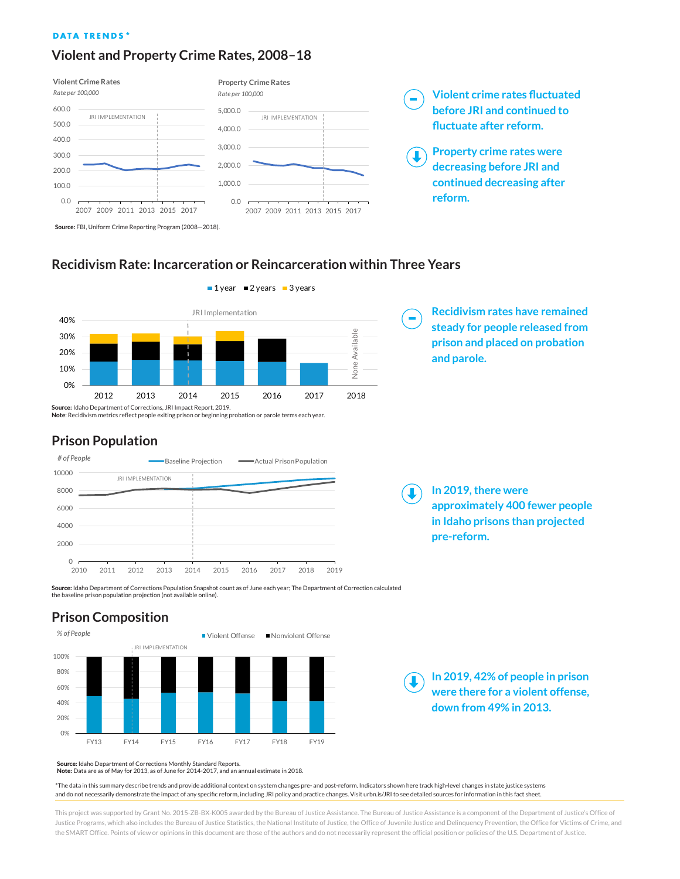**DATA TRENDS***

## Violent and Property Crime Rates, 2008–18

Violent Crime Rates

*Rate per 100,000*

600.0
500.0
400.0
300.0
200.0
100.0
0.0

JRI IMPLEMENTATION

2007 2009 2011 2013 2015 2017

Property Crime Rates

*Rate per 100,000*

5,000.0
4,000.0
3,000.0
2,000.0
1,000.0
0.0

JRI IMPLEMENTATION

2007 2009 2011 2013 2015 2017

**Source:** FBI, Uniform Crime Reporting Program (2008—2018).

**Violent crime rates fluctuated before JRI and continued to fluctuate after reform.**

**Property crime rates were decreasing before JRI and continued decreasing after reform.**

## Recidivism Rate: Incarceration or Reincarceration within Three Years

1 year 2 years 3 years

JRI Implementation

40%
30%
20%
10%
0%

None Available

2012 2013 2014 2015 2016 2017 2018

**Source:** Idaho Department of Corrections, JRI Impact Report, 2019.
**Note:** Recidivism metrics reflect people exiting prison or beginning probation or parole terms each year.

**Recidivism rates have remained steady for people released from prison and placed on probation and parole.**

## Prison Population

*# of People*

Baseline Projection Actual Prison Population

JRI IMPLEMENTATION

10000
8000
6000
4000
2000
0

2010 2011 2012 2013 2014 2015 2016 2017 2018 2019

**Source:** Idaho Department of Corrections Population Snapshot count as of June each year; The Department of Correction calculated the baseline prison population projection (not available online).

**In 2019, there were approximately 400 fewer people in Idaho prisons than projected pre-reform.**

## Prison Composition

*% of People*

Violent Offense Nonviolent Offense

JRI IMPLEMENTATION

100%
80%
60%
40%
20%
0%

FY13 FY14 FY15 FY16 FY17 FY18 FY19

**Source:** Idaho Department of Corrections Monthly Standard Reports.
**Note:** Data are as of May for 2013, as of June for 2014-2017, and an annual estimate in 2018.

**In 2019, 42% of people in prison were there for a violent offense, down from 49% in 2013.**

*The data in this summary describe trends and provide additional context on system changes pre- and post-reform. Indicators shown here track high-level changes in state justice systems and do not necessarily demonstrate the impact of any specific reform, including JRI policy and practice changes. Visit urbn.is/JRI to see detailed sources for information in this fact sheet.

This project was supported by Grant No. 2015-ZB-BX-K005 awarded by the Bureau of Justice Assistance. The Bureau of Justice Assistance is a component of the Department of Justice's Office of Justice Programs, which also includes the Bureau of Justice Statistics, the National Institute of Justice, the Office of Juvenile Justice and Delinquency Prevention, the Office for Victims of Crime, and the SMART Office. Points of view or opinions in this document are those of the authors and do not necessarily represent the official position or policies of the U.S. Department of Justice.